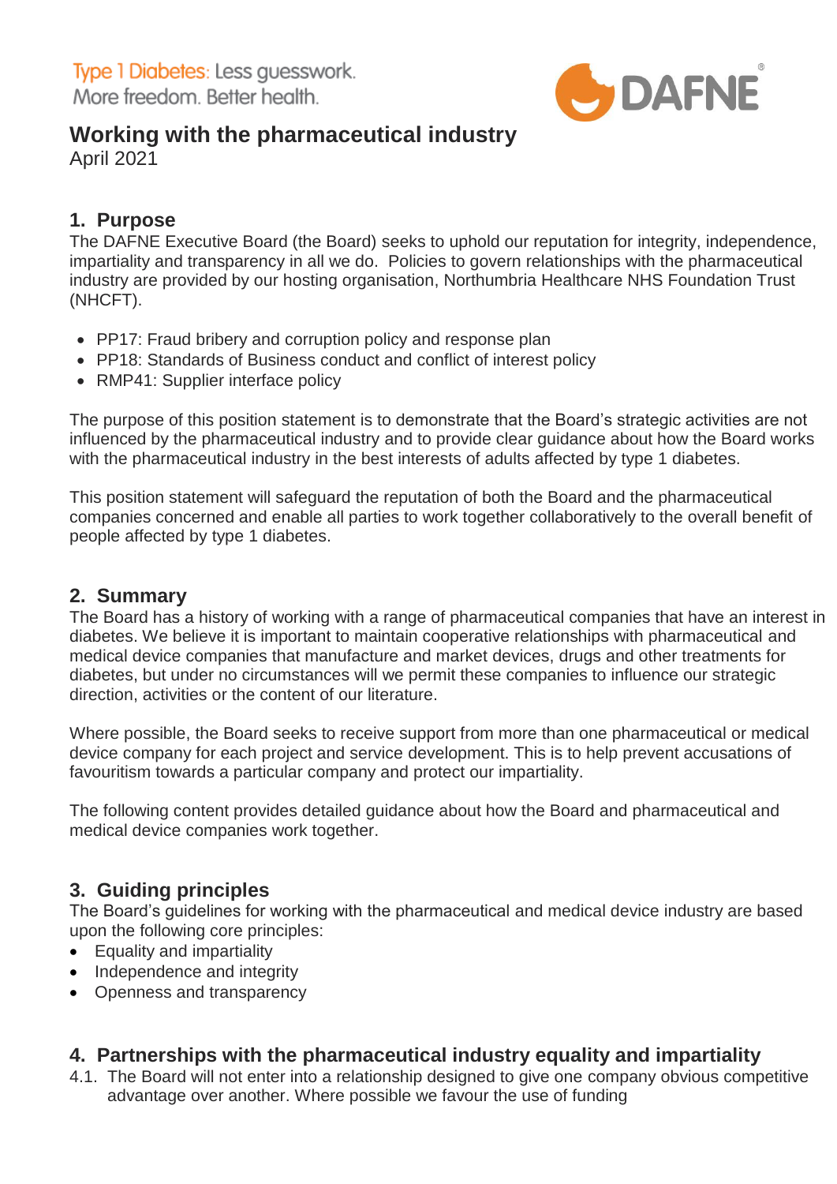Type 1 Diabetes: Less guesswork. More freedom. Better health.

DAFNE®

# Working with the pharmaceutical industry

April 2021

## 1. Purpose

The DAFNE Executive Board (the Board) seeks to uphold our reputation for integrity, independence, impartiality and transparency in all we do. Policies to govern relationships with the pharmaceutical industry are provided by our hosting organisation, Northumbria Healthcare NHS Foundation Trust (NHCFT).

- PP17: Fraud bribery and corruption policy and response plan
- PP18: Standards of Business conduct and conflict of interest policy
- RMP41: Supplier interface policy

The purpose of this position statement is to demonstrate that the Board's strategic activities are not influenced by the pharmaceutical industry and to provide clear guidance about how the Board works with the pharmaceutical industry in the best interests of adults affected by type 1 diabetes.

This position statement will safeguard the reputation of both the Board and the pharmaceutical companies concerned and enable all parties to work together collaboratively to the overall benefit of people affected by type 1 diabetes.

## 2. Summary

The Board has a history of working with a range of pharmaceutical companies that have an interest in diabetes. We believe it is important to maintain cooperative relationships with pharmaceutical and medical device companies that manufacture and market devices, drugs and other treatments for diabetes, but under no circumstances will we permit these companies to influence our strategic direction, activities or the content of our literature.

Where possible, the Board seeks to receive support from more than one pharmaceutical or medical device company for each project and service development. This is to help prevent accusations of favouritism towards a particular company and protect our impartiality.

The following content provides detailed guidance about how the Board and pharmaceutical and medical device companies work together.

## 3. Guiding principles

The Board's guidelines for working with the pharmaceutical and medical device industry are based upon the following core principles:

- Equality and impartiality
- Independence and integrity
- Openness and transparency

## 4. Partnerships with the pharmaceutical industry equality and impartiality

4.1. The Board will not enter into a relationship designed to give one company obvious competitive advantage over another. Where possible we favour the use of funding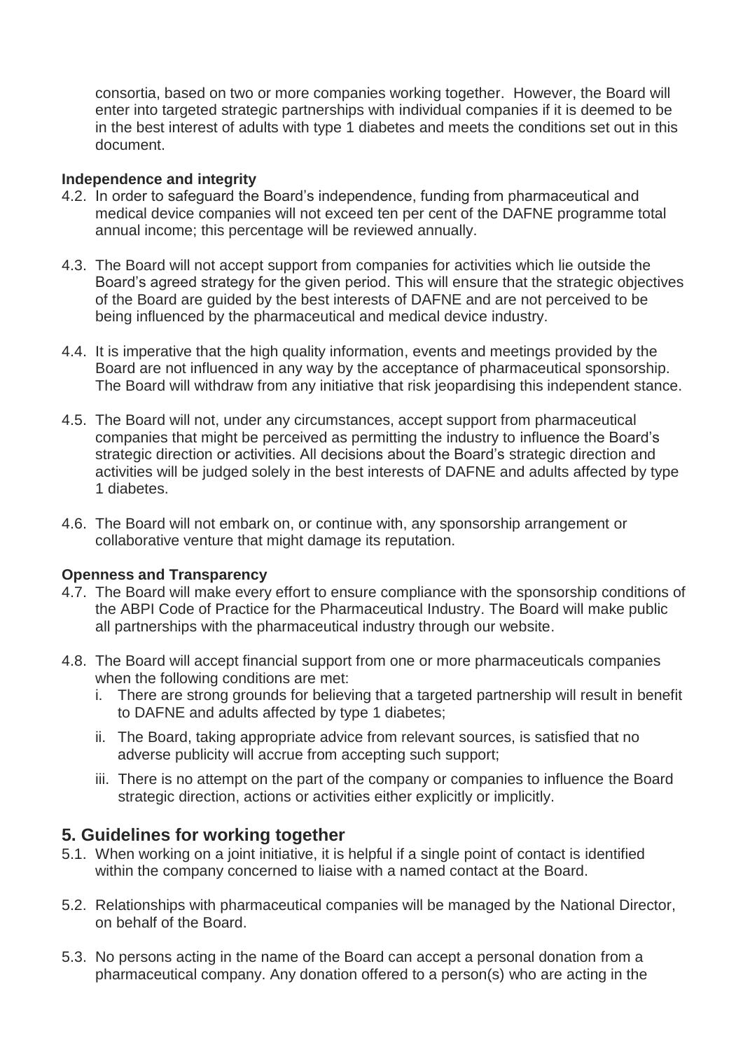consortia, based on two or more companies working together. However, the Board will enter into targeted strategic partnerships with individual companies if it is deemed to be in the best interest of adults with type 1 diabetes and meets the conditions set out in this document.

**Independence and integrity**

4.2. In order to safeguard the Board's independence, funding from pharmaceutical and medical device companies will not exceed ten per cent of the DAFNE programme total annual income; this percentage will be reviewed annually.

4.3. The Board will not accept support from companies for activities which lie outside the Board's agreed strategy for the given period. This will ensure that the strategic objectives of the Board are guided by the best interests of DAFNE and are not perceived to be being influenced by the pharmaceutical and medical device industry.

4.4. It is imperative that the high quality information, events and meetings provided by the Board are not influenced in any way by the acceptance of pharmaceutical sponsorship. The Board will withdraw from any initiative that risk jeopardising this independent stance.

4.5. The Board will not, under any circumstances, accept support from pharmaceutical companies that might be perceived as permitting the industry to influence the Board's strategic direction or activities. All decisions about the Board's strategic direction and activities will be judged solely in the best interests of DAFNE and adults affected by type 1 diabetes.

4.6. The Board will not embark on, or continue with, any sponsorship arrangement or collaborative venture that might damage its reputation.

**Openness and Transparency**

4.7. The Board will make every effort to ensure compliance with the sponsorship conditions of the ABPI Code of Practice for the Pharmaceutical Industry. The Board will make public all partnerships with the pharmaceutical industry through our website.

4.8. The Board will accept financial support from one or more pharmaceuticals companies when the following conditions are met:

   i. There are strong grounds for believing that a targeted partnership will result in benefit to DAFNE and adults affected by type 1 diabetes;

   ii. The Board, taking appropriate advice from relevant sources, is satisfied that no adverse publicity will accrue from accepting such support;

   iii. There is no attempt on the part of the company or companies to influence the Board strategic direction, actions or activities either explicitly or implicitly.

## 5. Guidelines for working together

5.1. When working on a joint initiative, it is helpful if a single point of contact is identified within the company concerned to liaise with a named contact at the Board.

5.2. Relationships with pharmaceutical companies will be managed by the National Director, on behalf of the Board.

5.3. No persons acting in the name of the Board can accept a personal donation from a pharmaceutical company. Any donation offered to a person(s) who are acting in the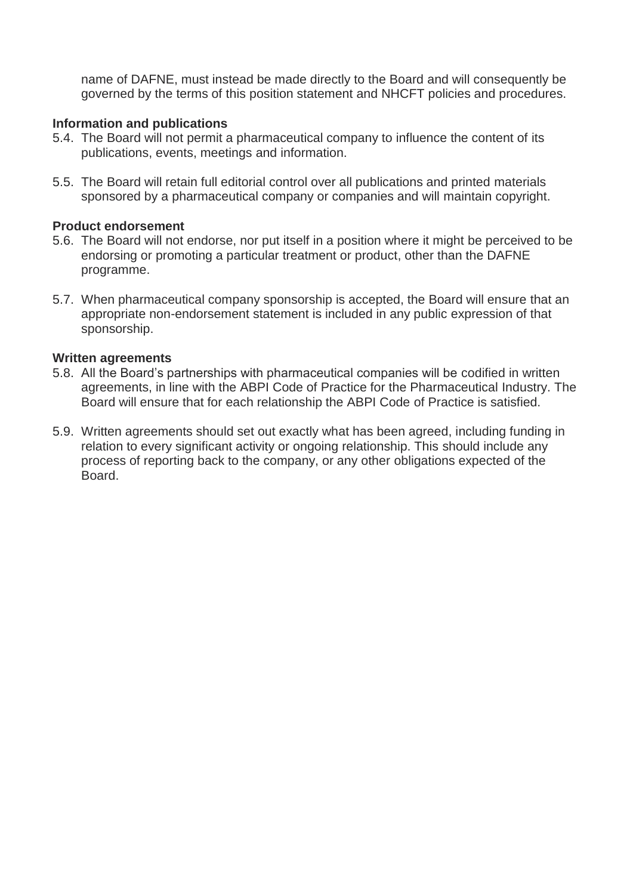name of DAFNE, must instead be made directly to the Board and will consequently be governed by the terms of this position statement and NHCFT policies and procedures.

**Information and publications**

5.4. The Board will not permit a pharmaceutical company to influence the content of its publications, events, meetings and information.

5.5. The Board will retain full editorial control over all publications and printed materials sponsored by a pharmaceutical company or companies and will maintain copyright.

**Product endorsement**

5.6. The Board will not endorse, nor put itself in a position where it might be perceived to be endorsing or promoting a particular treatment or product, other than the DAFNE programme.

5.7. When pharmaceutical company sponsorship is accepted, the Board will ensure that an appropriate non-endorsement statement is included in any public expression of that sponsorship.

**Written agreements**

5.8. All the Board's partnerships with pharmaceutical companies will be codified in written agreements, in line with the ABPI Code of Practice for the Pharmaceutical Industry. The Board will ensure that for each relationship the ABPI Code of Practice is satisfied.

5.9. Written agreements should set out exactly what has been agreed, including funding in relation to every significant activity or ongoing relationship. This should include any process of reporting back to the company, or any other obligations expected of the Board.